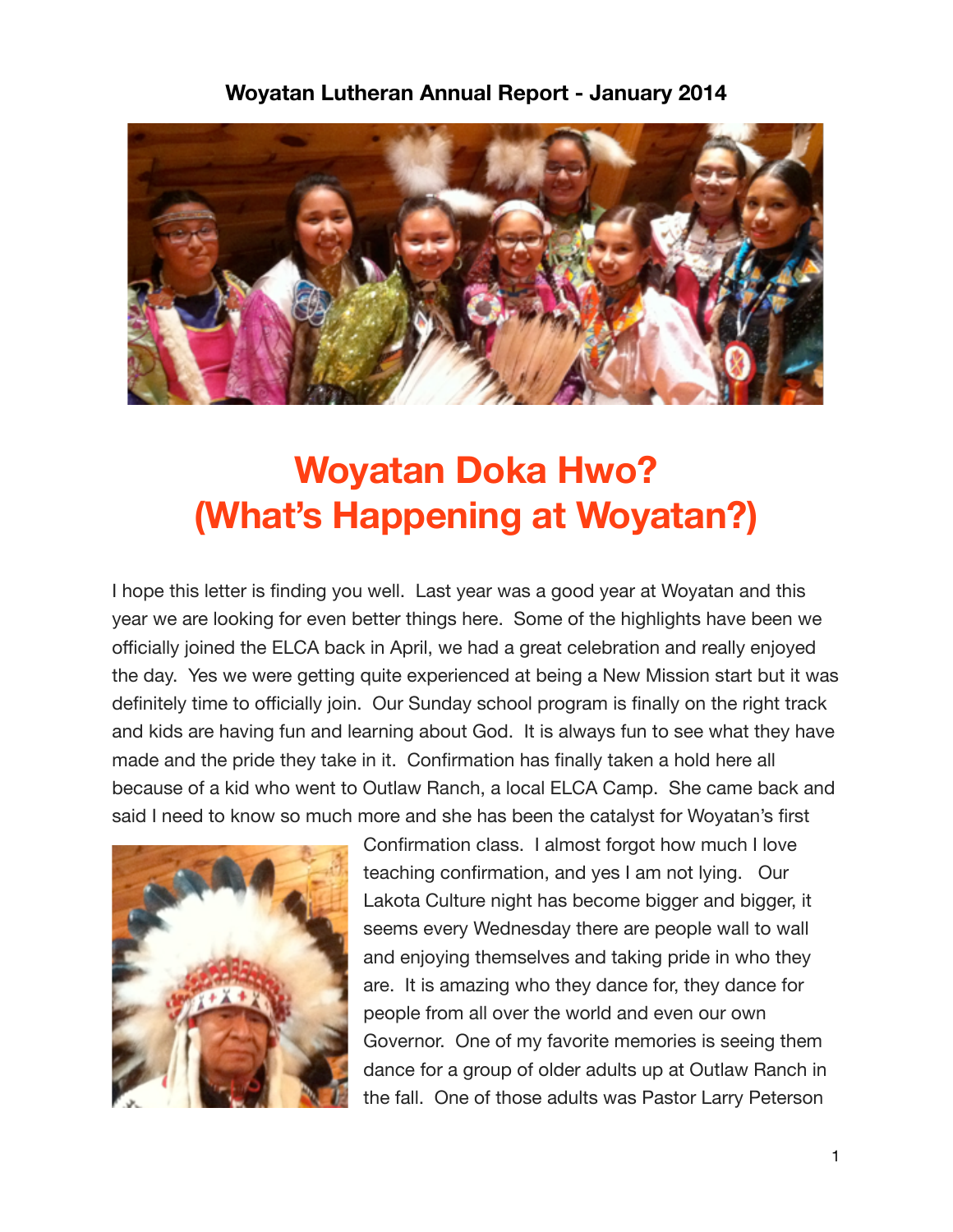**Woyatan Lutheran Annual Report - January 2014**

# Woyatan Doka Hwo?
# (What's Happening at Woyatan?)

I hope this letter is finding you well. Last year was a good year at Woyatan and this year we are looking for even better things here. Some of the highlights have been we officially joined the ELCA back in April, we had a great celebration and really enjoyed the day. Yes we were getting quite experienced at being a New Mission start but it was definitely time to officially join. Our Sunday school program is finally on the right track and kids are having fun and learning about God. It is always fun to see what they have made and the pride they take in it. Confirmation has finally taken a hold here all because of a kid who went to Outlaw Ranch, a local ELCA Camp. She came back and said I need to know so much more and she has been the catalyst for Woyatan's first Confirmation class. I almost forgot how much I love teaching confirmation, and yes I am not lying. Our Lakota Culture night has become bigger and bigger, it seems every Wednesday there are people wall to wall and enjoying themselves and taking pride in who they are. It is amazing who they dance for, they dance for people from all over the world and even our own Governor. One of my favorite memories is seeing them dance for a group of older adults up at Outlaw Ranch in the fall. One of those adults was Pastor Larry Peterson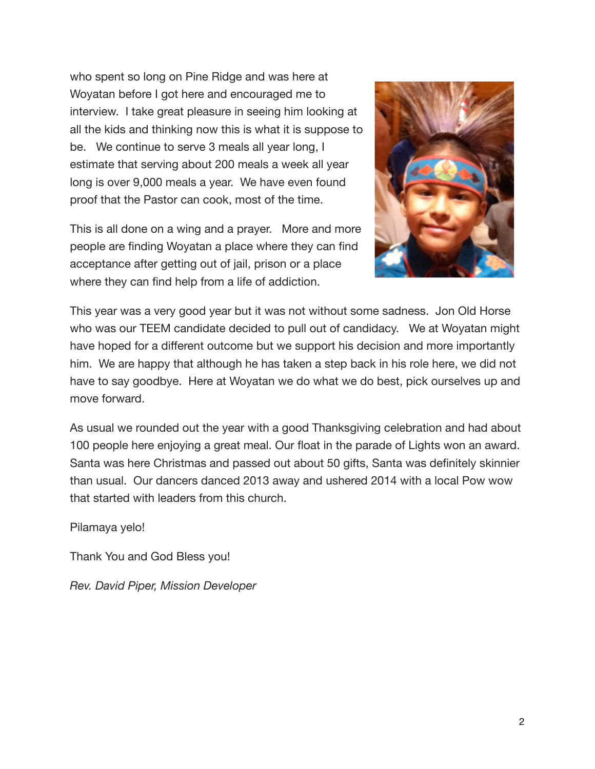who spent so long on Pine Ridge and was here at Woyatan before I got here and encouraged me to interview. I take great pleasure in seeing him looking at all the kids and thinking now this is what it is suppose to be. We continue to serve 3 meals all year long, I estimate that serving about 200 meals a week all year long is over 9,000 meals a year. We have even found proof that the Pastor can cook, most of the time.

This is all done on a wing and a prayer. More and more people are finding Woyatan a place where they can find acceptance after getting out of jail, prison or a place where they can find help from a life of addiction.

This year was a very good year but it was not without some sadness. Jon Old Horse who was our TEEM candidate decided to pull out of candidacy. We at Woyatan might have hoped for a different outcome but we support his decision and more importantly him. We are happy that although he has taken a step back in his role here, we did not have to say goodbye. Here at Woyatan we do what we do best, pick ourselves up and move forward.

As usual we rounded out the year with a good Thanksgiving celebration and had about 100 people here enjoying a great meal. Our float in the parade of Lights won an award. Santa was here Christmas and passed out about 50 gifts, Santa was definitely skinnier than usual. Our dancers danced 2013 away and ushered 2014 with a local Pow wow that started with leaders from this church.

Pilamaya yelo!

Thank You and God Bless you!

*Rev. David Piper, Mission Developer*